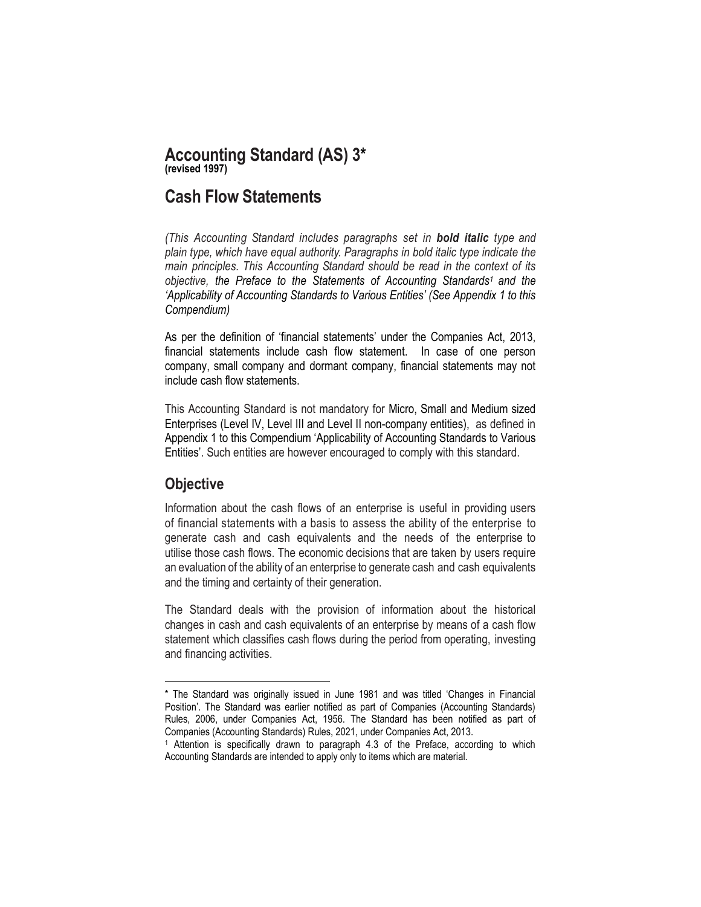# Accounting Standard (AS) 3*
**(revised 1997)**

# Cash Flow Statements

*(This Accounting Standard includes paragraphs set in **bold italic** type and plain type, which have equal authority. Paragraphs in bold italic type indicate the main principles. This Accounting Standard should be read in the context of its objective, the Preface to the Statements of Accounting Standards[1] and the 'Applicability of Accounting Standards to Various Entities' (See Appendix 1 to this Compendium)*

As per the definition of 'financial statements' under the Companies Act, 2013, financial statements include cash flow statement. In case of one person company, small company and dormant company, financial statements may not include cash flow statements.

This Accounting Standard is not mandatory for Micro, Small and Medium sized Enterprises (Level IV, Level III and Level II non-company entities), as defined in Appendix 1 to this Compendium 'Applicability of Accounting Standards to Various Entities'. Such entities are however encouraged to comply with this standard.

## Objective

Information about the cash flows of an enterprise is useful in providing users of financial statements with a basis to assess the ability of the enterprise to generate cash and cash equivalents and the needs of the enterprise to utilise those cash flows. The economic decisions that are taken by users require an evaluation of the ability of an enterprise to generate cash and cash equivalents and the timing and certainty of their generation.

The Standard deals with the provision of information about the historical changes in cash and cash equivalents of an enterprise by means of a cash flow statement which classifies cash flows during the period from operating, investing and financing activities.

---

* The Standard was originally issued in June 1981 and was titled 'Changes in Financial Position'. The Standard was earlier notified as part of Companies (Accounting Standards) Rules, 2006, under Companies Act, 1956. The Standard has been notified as part of Companies (Accounting Standards) Rules, 2021, under Companies Act, 2013.

[1] Attention is specifically drawn to paragraph 4.3 of the Preface, according to which Accounting Standards are intended to apply only to items which are material.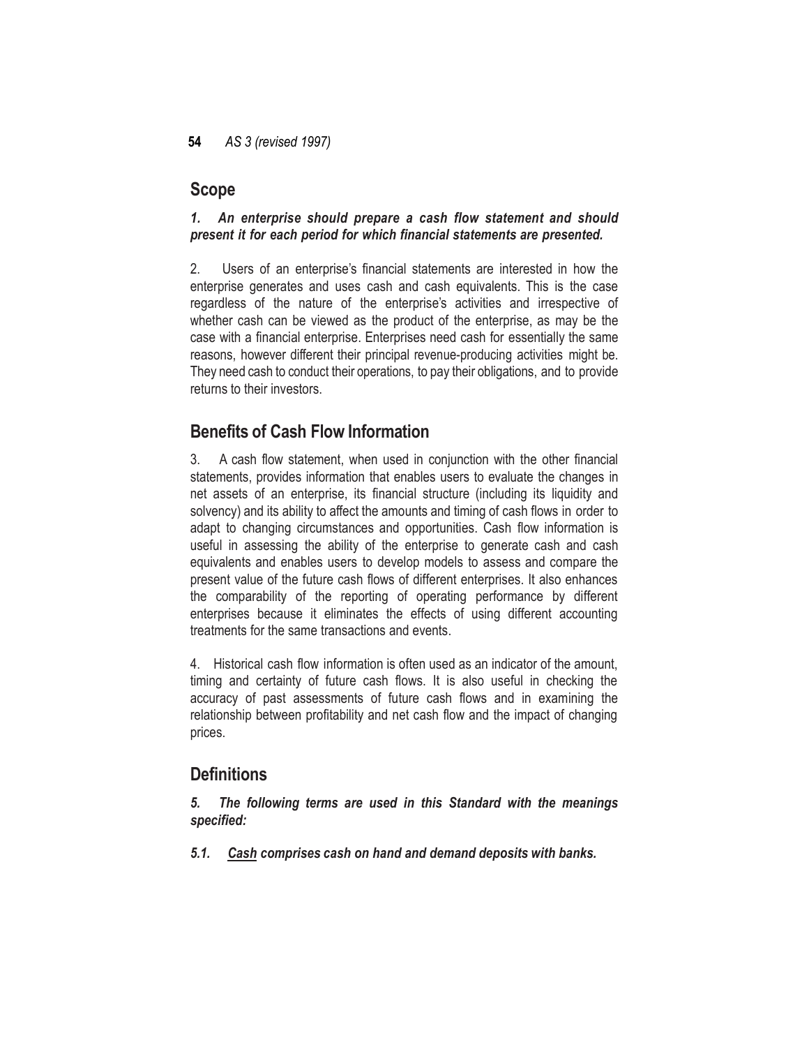## Scope

***1. An enterprise should prepare a cash flow statement and should present it for each period for which financial statements are presented.***

2. Users of an enterprise's financial statements are interested in how the enterprise generates and uses cash and cash equivalents. This is the case regardless of the nature of the enterprise's activities and irrespective of whether cash can be viewed as the product of the enterprise, as may be the case with a financial enterprise. Enterprises need cash for essentially the same reasons, however different their principal revenue-producing activities might be. They need cash to conduct their operations, to pay their obligations, and to provide returns to their investors.

## Benefits of Cash Flow Information

3. A cash flow statement, when used in conjunction with the other financial statements, provides information that enables users to evaluate the changes in net assets of an enterprise, its financial structure (including its liquidity and solvency) and its ability to affect the amounts and timing of cash flows in order to adapt to changing circumstances and opportunities. Cash flow information is useful in assessing the ability of the enterprise to generate cash and cash equivalents and enables users to develop models to assess and compare the present value of the future cash flows of different enterprises. It also enhances the comparability of the reporting of operating performance by different enterprises because it eliminates the effects of using different accounting treatments for the same transactions and events.

4. Historical cash flow information is often used as an indicator of the amount, timing and certainty of future cash flows. It is also useful in checking the accuracy of past assessments of future cash flows and in examining the relationship between profitability and net cash flow and the impact of changing prices.

## Definitions

***5. The following terms are used in this Standard with the meanings specified:***

***5.1. <u>Cash</u> comprises cash on hand and demand deposits with banks.***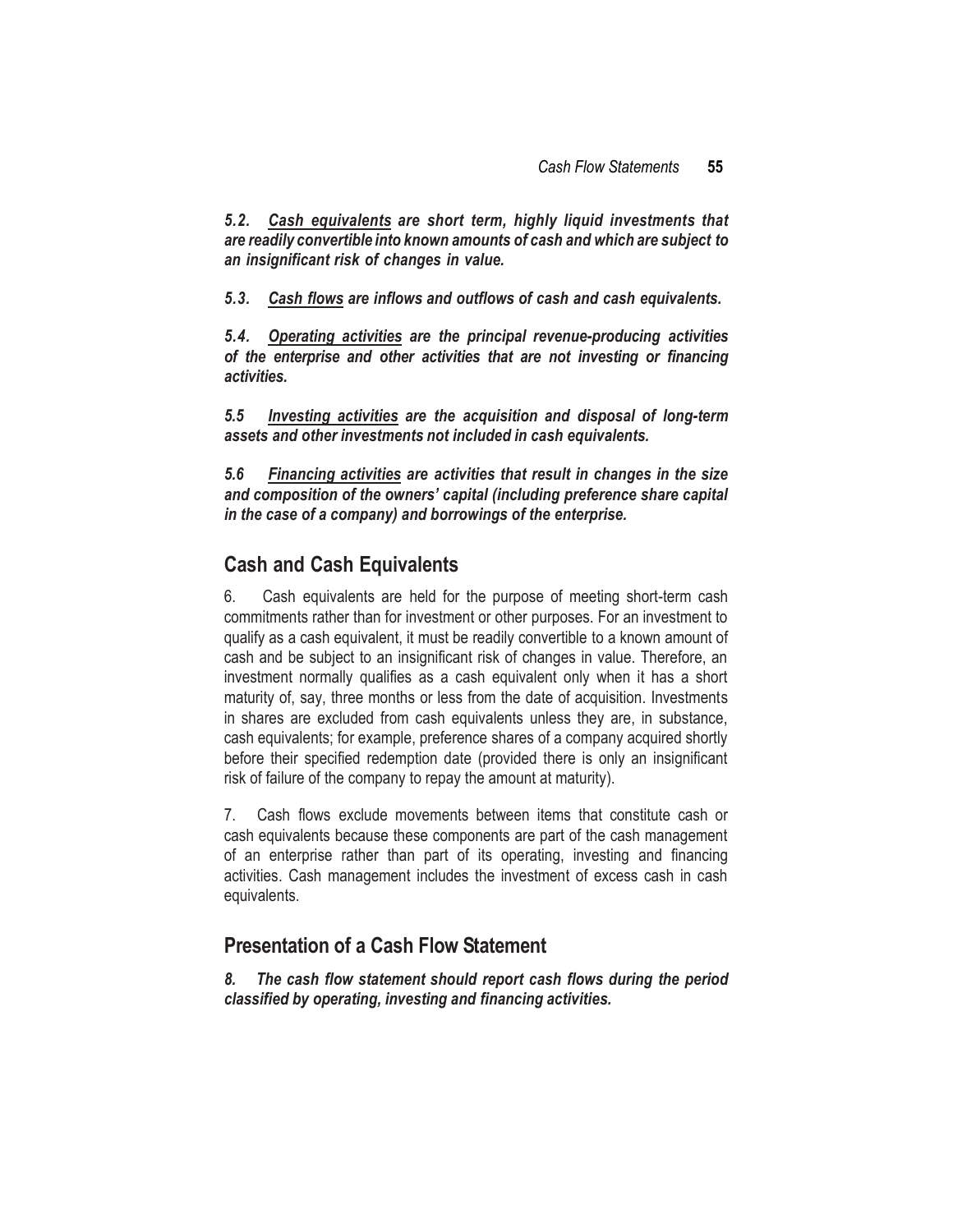***5.2. <u>Cash equivalents</u> are short term, highly liquid investments that are readily convertible into known amounts of cash and which are subject to an insignificant risk of changes in value.***

***5.3. <u>Cash flows</u> are inflows and outflows of cash and cash equivalents.***

***5.4. <u>Operating activities</u> are the principal revenue-producing activities of the enterprise and other activities that are not investing or financing activities.***

***5.5 <u>Investing activities</u> are the acquisition and disposal of long-term assets and other investments not included in cash equivalents.***

***5.6 <u>Financing activities</u> are activities that result in changes in the size and composition of the owners' capital (including preference share capital in the case of a company) and borrowings of the enterprise.***

## Cash and Cash Equivalents

6. Cash equivalents are held for the purpose of meeting short-term cash commitments rather than for investment or other purposes. For an investment to qualify as a cash equivalent, it must be readily convertible to a known amount of cash and be subject to an insignificant risk of changes in value. Therefore, an investment normally qualifies as a cash equivalent only when it has a short maturity of, say, three months or less from the date of acquisition. Investments in shares are excluded from cash equivalents unless they are, in substance, cash equivalents; for example, preference shares of a company acquired shortly before their specified redemption date (provided there is only an insignificant risk of failure of the company to repay the amount at maturity).

7. Cash flows exclude movements between items that constitute cash or cash equivalents because these components are part of the cash management of an enterprise rather than part of its operating, investing and financing activities. Cash management includes the investment of excess cash in cash equivalents.

## Presentation of a Cash Flow Statement

***8. The cash flow statement should report cash flows during the period classified by operating, investing and financing activities.***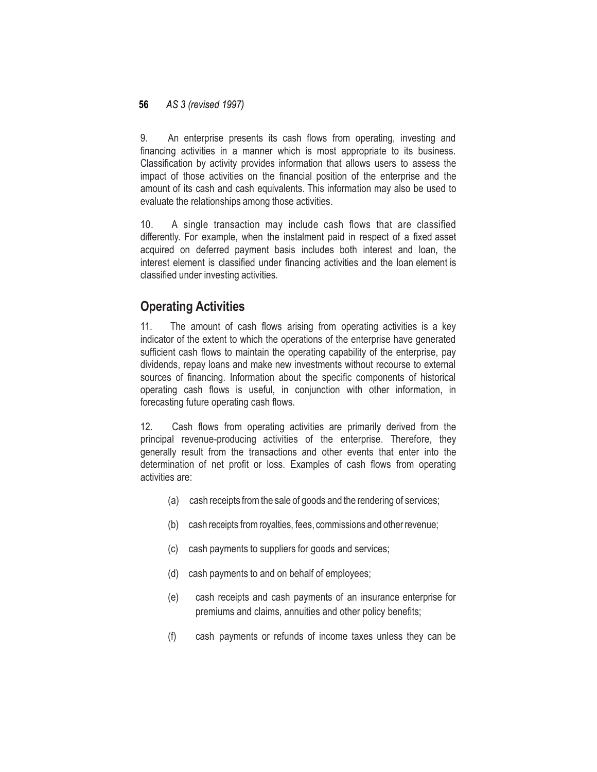9. An enterprise presents its cash flows from operating, investing and financing activities in a manner which is most appropriate to its business. Classification by activity provides information that allows users to assess the impact of those activities on the financial position of the enterprise and the amount of its cash and cash equivalents. This information may also be used to evaluate the relationships among those activities.

10. A single transaction may include cash flows that are classified differently. For example, when the instalment paid in respect of a fixed asset acquired on deferred payment basis includes both interest and loan, the interest element is classified under financing activities and the loan element is classified under investing activities.

## Operating Activities

11. The amount of cash flows arising from operating activities is a key indicator of the extent to which the operations of the enterprise have generated sufficient cash flows to maintain the operating capability of the enterprise, pay dividends, repay loans and make new investments without recourse to external sources of financing. Information about the specific components of historical operating cash flows is useful, in conjunction with other information, in forecasting future operating cash flows.

12. Cash flows from operating activities are primarily derived from the principal revenue-producing activities of the enterprise. Therefore, they generally result from the transactions and other events that enter into the determination of net profit or loss. Examples of cash flows from operating activities are:

(a) cash receipts from the sale of goods and the rendering of services;

(b) cash receipts from royalties, fees, commissions and other revenue;

(c) cash payments to suppliers for goods and services;

(d) cash payments to and on behalf of employees;

(e) cash receipts and cash payments of an insurance enterprise for premiums and claims, annuities and other policy benefits;

(f) cash payments or refunds of income taxes unless they can be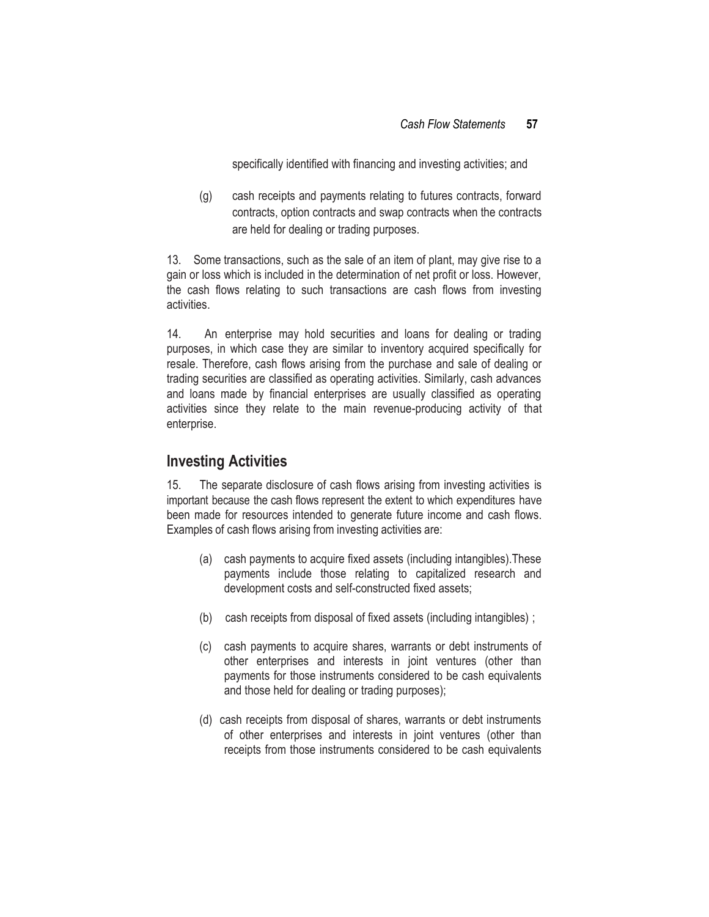specifically identified with financing and investing activities; and

(g) cash receipts and payments relating to futures contracts, forward contracts, option contracts and swap contracts when the contracts are held for dealing or trading purposes.

13. Some transactions, such as the sale of an item of plant, may give rise to a gain or loss which is included in the determination of net profit or loss. However, the cash flows relating to such transactions are cash flows from investing activities.

14. An enterprise may hold securities and loans for dealing or trading purposes, in which case they are similar to inventory acquired specifically for resale. Therefore, cash flows arising from the purchase and sale of dealing or trading securities are classified as operating activities. Similarly, cash advances and loans made by financial enterprises are usually classified as operating activities since they relate to the main revenue-producing activity of that enterprise.

## Investing Activities

15. The separate disclosure of cash flows arising from investing activities is important because the cash flows represent the extent to which expenditures have been made for resources intended to generate future income and cash flows. Examples of cash flows arising from investing activities are:

(a) cash payments to acquire fixed assets (including intangibles).These payments include those relating to capitalized research and development costs and self-constructed fixed assets;

(b) cash receipts from disposal of fixed assets (including intangibles) ;

(c) cash payments to acquire shares, warrants or debt instruments of other enterprises and interests in joint ventures (other than payments for those instruments considered to be cash equivalents and those held for dealing or trading purposes);

(d) cash receipts from disposal of shares, warrants or debt instruments of other enterprises and interests in joint ventures (other than receipts from those instruments considered to be cash equivalents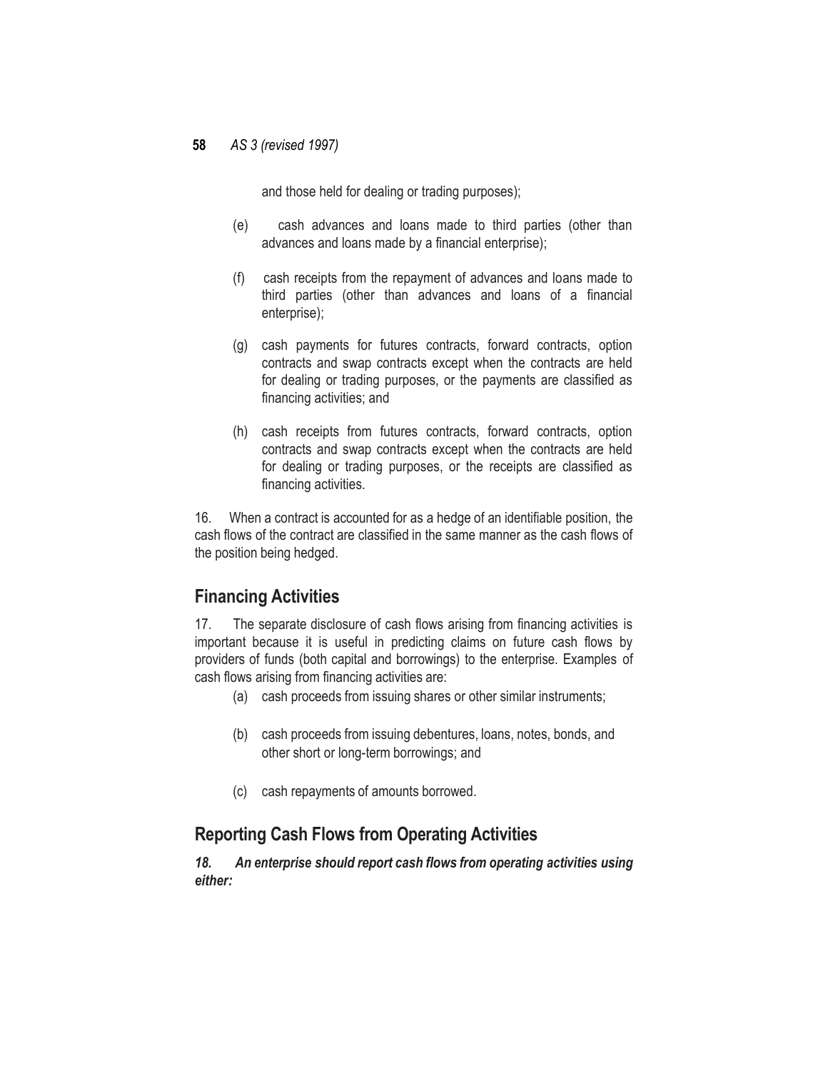and those held for dealing or trading purposes);

(e) cash advances and loans made to third parties (other than advances and loans made by a financial enterprise);

(f) cash receipts from the repayment of advances and loans made to third parties (other than advances and loans of a financial enterprise);

(g) cash payments for futures contracts, forward contracts, option contracts and swap contracts except when the contracts are held for dealing or trading purposes, or the payments are classified as financing activities; and

(h) cash receipts from futures contracts, forward contracts, option contracts and swap contracts except when the contracts are held for dealing or trading purposes, or the receipts are classified as financing activities.

16. When a contract is accounted for as a hedge of an identifiable position, the cash flows of the contract are classified in the same manner as the cash flows of the position being hedged.

## Financing Activities

17. The separate disclosure of cash flows arising from financing activities is important because it is useful in predicting claims on future cash flows by providers of funds (both capital and borrowings) to the enterprise. Examples of cash flows arising from financing activities are:

(a) cash proceeds from issuing shares or other similar instruments;

(b) cash proceeds from issuing debentures, loans, notes, bonds, and other short or long-term borrowings; and

(c) cash repayments of amounts borrowed.

## Reporting Cash Flows from Operating Activities

***18. An enterprise should report cash flows from operating activities using either:***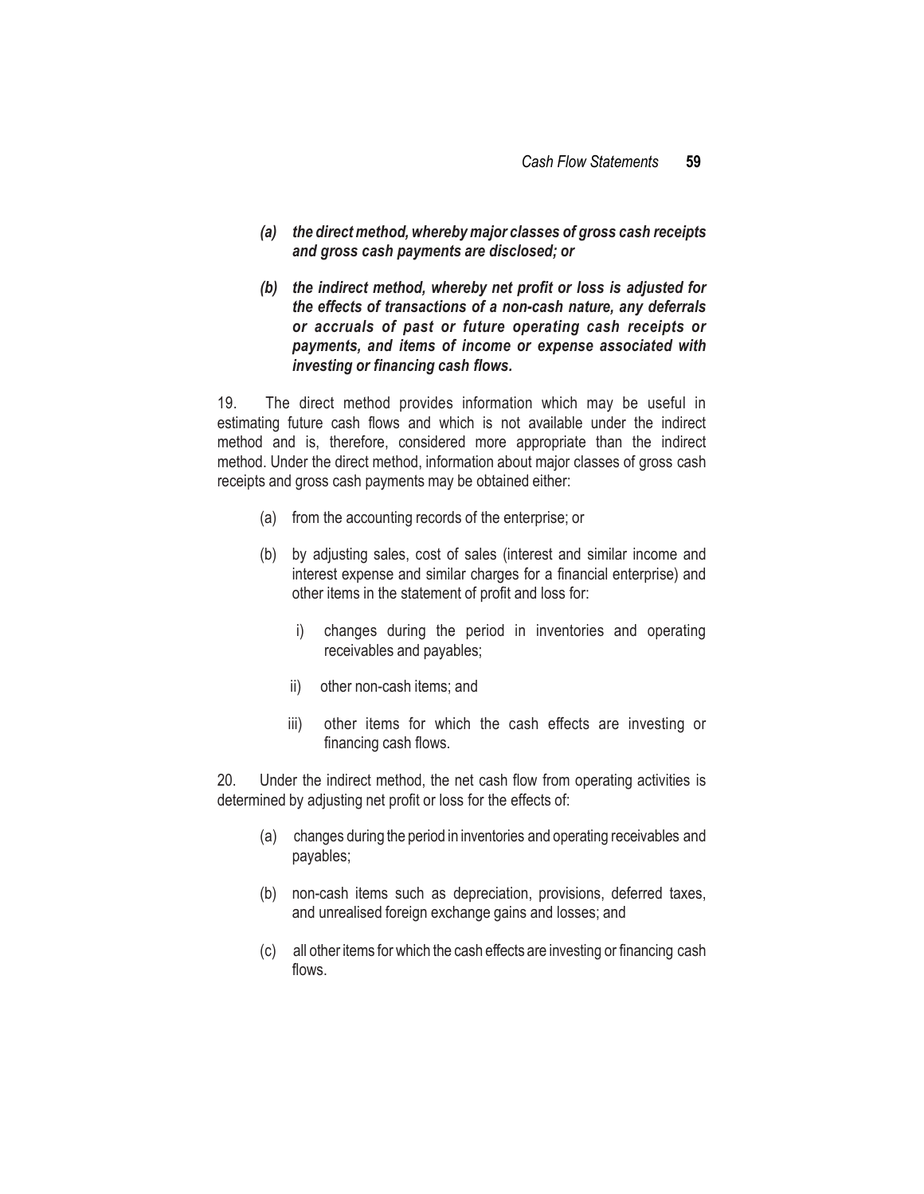*(a)* ***the direct method, whereby major classes of gross cash receipts and gross cash payments are disclosed; or***

*(b)* ***the indirect method, whereby net profit or loss is adjusted for the effects of transactions of a non-cash nature, any deferrals or accruals of past or future operating cash receipts or payments, and items of income or expense associated with investing or financing cash flows.***

19. The direct method provides information which may be useful in estimating future cash flows and which is not available under the indirect method and is, therefore, considered more appropriate than the indirect method. Under the direct method, information about major classes of gross cash receipts and gross cash payments may be obtained either:

(a) from the accounting records of the enterprise; or

(b) by adjusting sales, cost of sales (interest and similar income and interest expense and similar charges for a financial enterprise) and other items in the statement of profit and loss for:

i) changes during the period in inventories and operating receivables and payables;

ii) other non-cash items; and

iii) other items for which the cash effects are investing or financing cash flows.

20. Under the indirect method, the net cash flow from operating activities is determined by adjusting net profit or loss for the effects of:

(a) changes during the period in inventories and operating receivables and payables;

(b) non-cash items such as depreciation, provisions, deferred taxes, and unrealised foreign exchange gains and losses; and

(c) all other items for which the cash effects are investing or financing cash flows.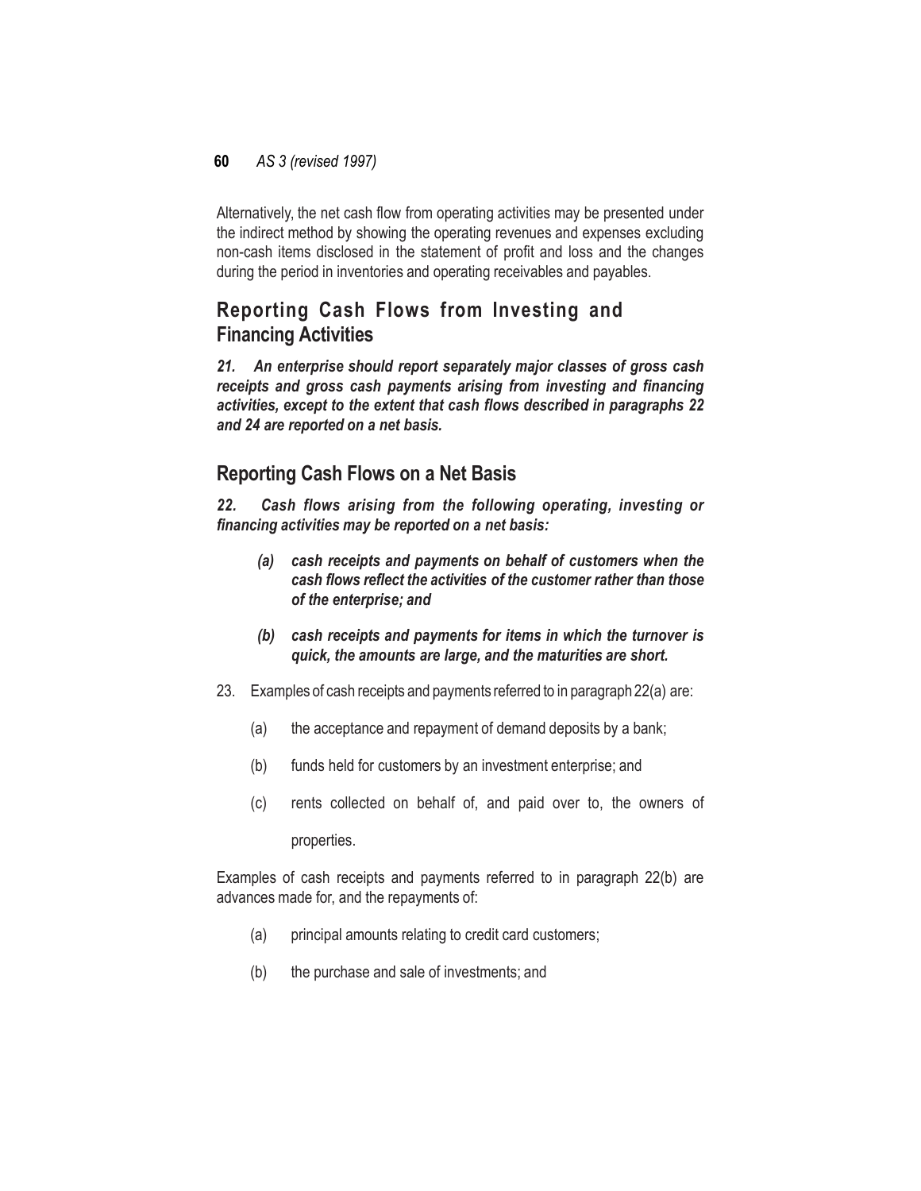Alternatively, the net cash flow from operating activities may be presented under the indirect method by showing the operating revenues and expenses excluding non-cash items disclosed in the statement of profit and loss and the changes during the period in inventories and operating receivables and payables.

## Reporting Cash Flows from Investing and Financing Activities

***21. An enterprise should report separately major classes of gross cash receipts and gross cash payments arising from investing and financing activities, except to the extent that cash flows described in paragraphs 22 and 24 are reported on a net basis.***

## Reporting Cash Flows on a Net Basis

***22. Cash flows arising from the following operating, investing or financing activities may be reported on a net basis:***

- ***(a) cash receipts and payments on behalf of customers when the cash flows reflect the activities of the customer rather than those of the enterprise; and***
- ***(b) cash receipts and payments for items in which the turnover is quick, the amounts are large, and the maturities are short.***

23. Examples of cash receipts and payments referred to in paragraph 22(a) are:

- (a) the acceptance and repayment of demand deposits by a bank;
- (b) funds held for customers by an investment enterprise; and
- (c) rents collected on behalf of, and paid over to, the owners of properties.

Examples of cash receipts and payments referred to in paragraph 22(b) are advances made for, and the repayments of:

- (a) principal amounts relating to credit card customers;
- (b) the purchase and sale of investments; and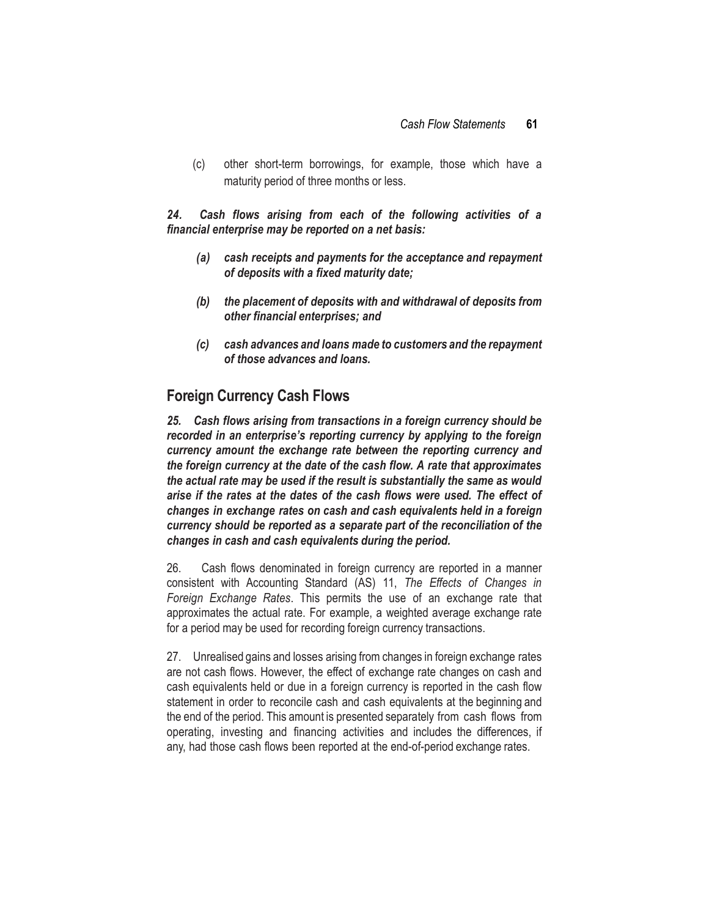(c) other short-term borrowings, for example, those which have a maturity period of three months or less.

***24. Cash flows arising from each of the following activities of a financial enterprise may be reported on a net basis:***

***(a) cash receipts and payments for the acceptance and repayment of deposits with a fixed maturity date;***

***(b) the placement of deposits with and withdrawal of deposits from other financial enterprises; and***

***(c) cash advances and loans made to customers and the repayment of those advances and loans.***

## Foreign Currency Cash Flows

***25. Cash flows arising from transactions in a foreign currency should be recorded in an enterprise's reporting currency by applying to the foreign currency amount the exchange rate between the reporting currency and the foreign currency at the date of the cash flow. A rate that approximates the actual rate may be used if the result is substantially the same as would arise if the rates at the dates of the cash flows were used. The effect of changes in exchange rates on cash and cash equivalents held in a foreign currency should be reported as a separate part of the reconciliation of the changes in cash and cash equivalents during the period.***

26. Cash flows denominated in foreign currency are reported in a manner consistent with Accounting Standard (AS) 11, *The Effects of Changes in Foreign Exchange Rates*. This permits the use of an exchange rate that approximates the actual rate. For example, a weighted average exchange rate for a period may be used for recording foreign currency transactions.

27. Unrealised gains and losses arising from changes in foreign exchange rates are not cash flows. However, the effect of exchange rate changes on cash and cash equivalents held or due in a foreign currency is reported in the cash flow statement in order to reconcile cash and cash equivalents at the beginning and the end of the period. This amount is presented separately from cash flows from operating, investing and financing activities and includes the differences, if any, had those cash flows been reported at the end-of-period exchange rates.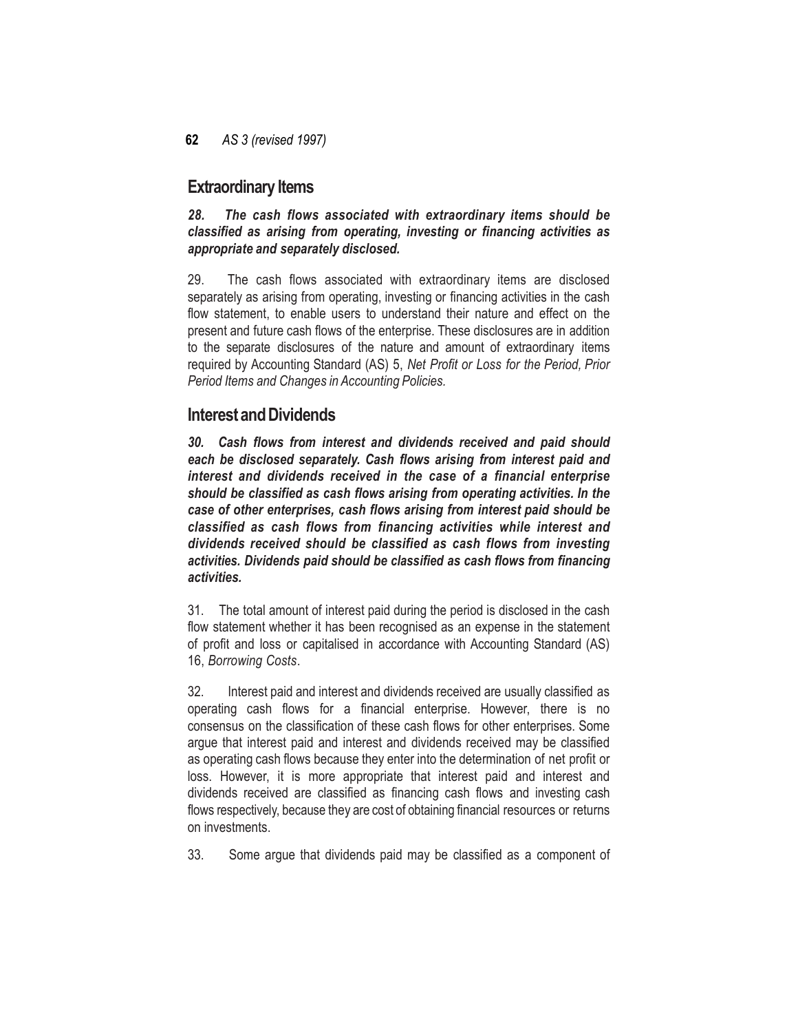## Extraordinary Items

***28. The cash flows associated with extraordinary items should be classified as arising from operating, investing or financing activities as appropriate and separately disclosed.***

29. The cash flows associated with extraordinary items are disclosed separately as arising from operating, investing or financing activities in the cash flow statement, to enable users to understand their nature and effect on the present and future cash flows of the enterprise. These disclosures are in addition to the separate disclosures of the nature and amount of extraordinary items required by Accounting Standard (AS) 5, *Net Profit or Loss for the Period, Prior Period Items and Changes in Accounting Policies.*

## Interest and Dividends

***30. Cash flows from interest and dividends received and paid should each be disclosed separately. Cash flows arising from interest paid and interest and dividends received in the case of a financial enterprise should be classified as cash flows arising from operating activities. In the case of other enterprises, cash flows arising from interest paid should be classified as cash flows from financing activities while interest and dividends received should be classified as cash flows from investing activities. Dividends paid should be classified as cash flows from financing activities.***

31. The total amount of interest paid during the period is disclosed in the cash flow statement whether it has been recognised as an expense in the statement of profit and loss or capitalised in accordance with Accounting Standard (AS) 16, *Borrowing Costs*.

32. Interest paid and interest and dividends received are usually classified as operating cash flows for a financial enterprise. However, there is no consensus on the classification of these cash flows for other enterprises. Some argue that interest paid and interest and dividends received may be classified as operating cash flows because they enter into the determination of net profit or loss. However, it is more appropriate that interest paid and interest and dividends received are classified as financing cash flows and investing cash flows respectively, because they are cost of obtaining financial resources or returns on investments.

33. Some argue that dividends paid may be classified as a component of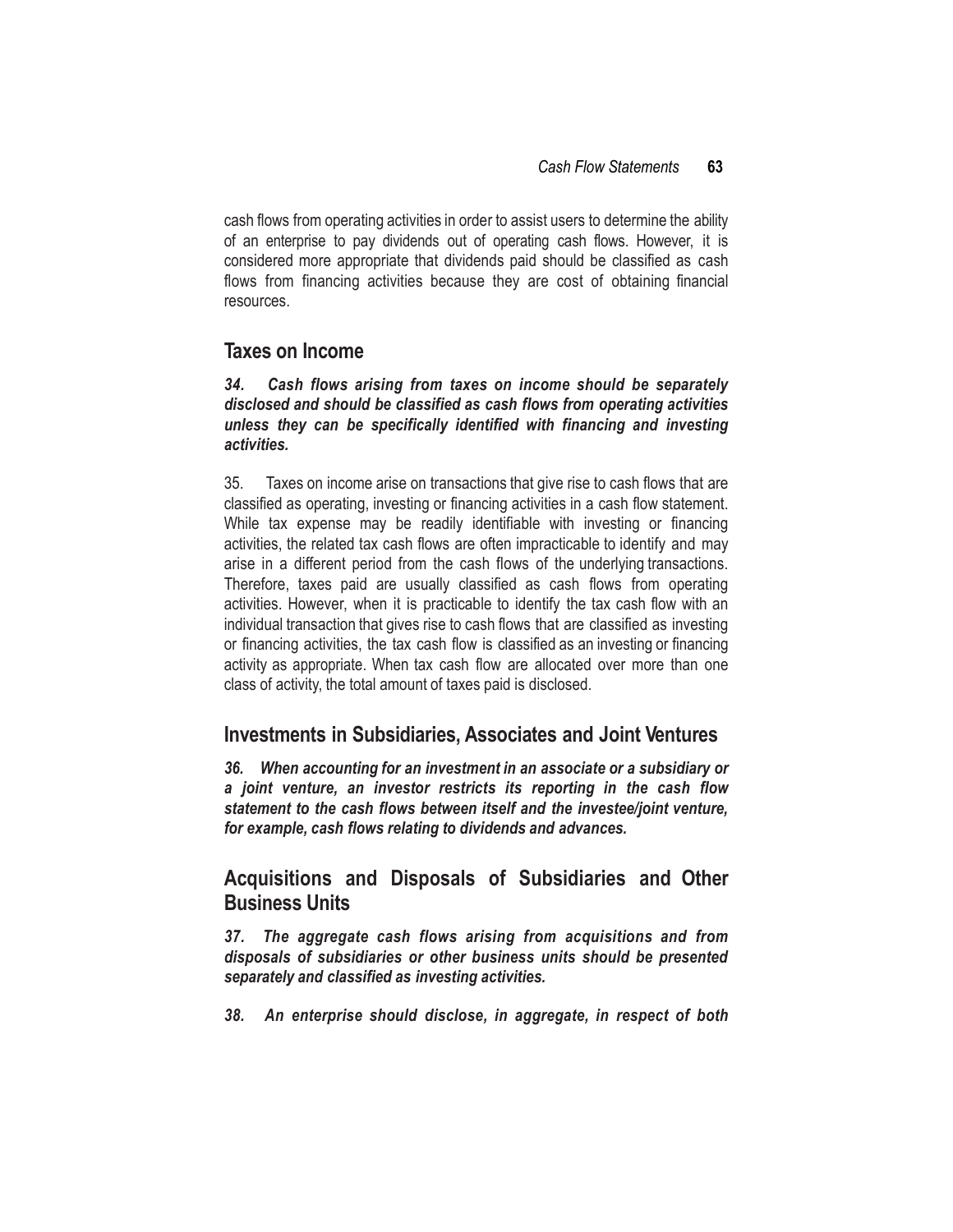cash flows from operating activities in order to assist users to determine the ability of an enterprise to pay dividends out of operating cash flows. However, it is considered more appropriate that dividends paid should be classified as cash flows from financing activities because they are cost of obtaining financial resources.

## Taxes on Income

***34. Cash flows arising from taxes on income should be separately disclosed and should be classified as cash flows from operating activities unless they can be specifically identified with financing and investing activities.***

35. Taxes on income arise on transactions that give rise to cash flows that are classified as operating, investing or financing activities in a cash flow statement. While tax expense may be readily identifiable with investing or financing activities, the related tax cash flows are often impracticable to identify and may arise in a different period from the cash flows of the underlying transactions. Therefore, taxes paid are usually classified as cash flows from operating activities. However, when it is practicable to identify the tax cash flow with an individual transaction that gives rise to cash flows that are classified as investing or financing activities, the tax cash flow is classified as an investing or financing activity as appropriate. When tax cash flow are allocated over more than one class of activity, the total amount of taxes paid is disclosed.

## Investments in Subsidiaries, Associates and Joint Ventures

***36. When accounting for an investment in an associate or a subsidiary or a joint venture, an investor restricts its reporting in the cash flow statement to the cash flows between itself and the investee/joint venture, for example, cash flows relating to dividends and advances.***

## Acquisitions and Disposals of Subsidiaries and Other Business Units

***37. The aggregate cash flows arising from acquisitions and from disposals of subsidiaries or other business units should be presented separately and classified as investing activities.***

***38. An enterprise should disclose, in aggregate, in respect of both***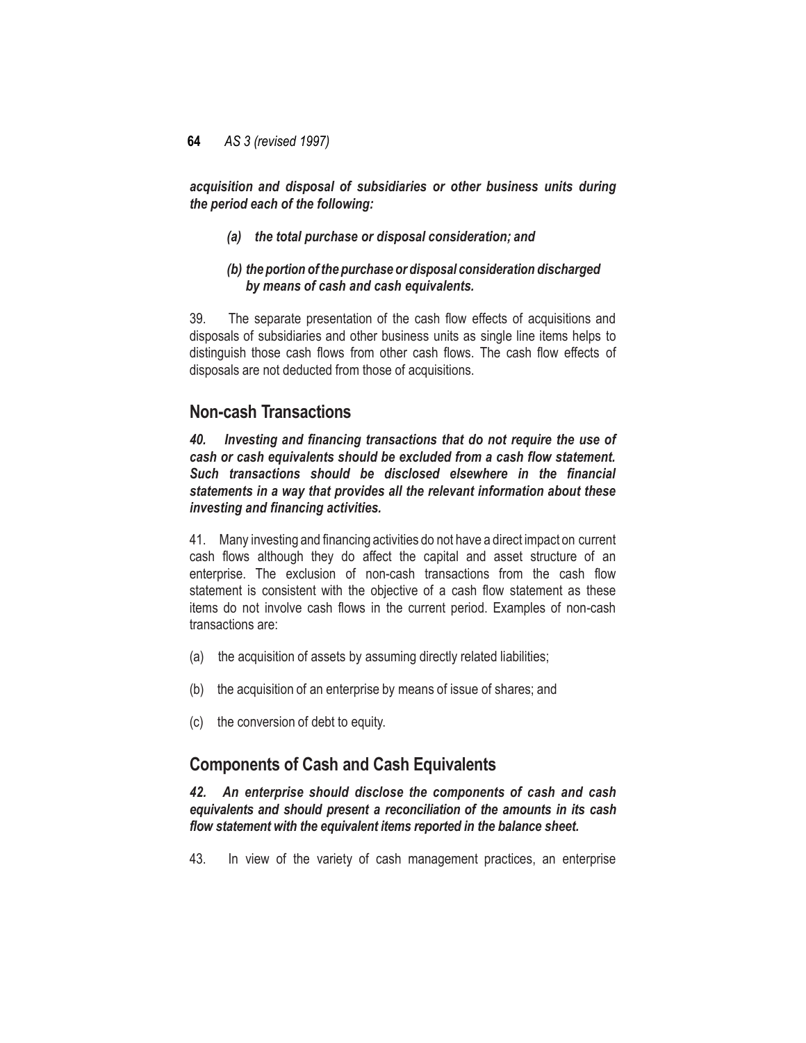***acquisition and disposal of subsidiaries or other business units during the period each of the following:***

***(a) the total purchase or disposal consideration; and***

***(b) the portion of the purchase or disposal consideration discharged by means of cash and cash equivalents.***

39. The separate presentation of the cash flow effects of acquisitions and disposals of subsidiaries and other business units as single line items helps to distinguish those cash flows from other cash flows. The cash flow effects of disposals are not deducted from those of acquisitions.

## Non-cash Transactions

***40. Investing and financing transactions that do not require the use of cash or cash equivalents should be excluded from a cash flow statement. Such transactions should be disclosed elsewhere in the financial statements in a way that provides all the relevant information about these investing and financing activities.***

41. Many investing and financing activities do not have a direct impact on current cash flows although they do affect the capital and asset structure of an enterprise. The exclusion of non-cash transactions from the cash flow statement is consistent with the objective of a cash flow statement as these items do not involve cash flows in the current period. Examples of non-cash transactions are:

(a) the acquisition of assets by assuming directly related liabilities;

(b) the acquisition of an enterprise by means of issue of shares; and

(c) the conversion of debt to equity.

## Components of Cash and Cash Equivalents

***42. An enterprise should disclose the components of cash and cash equivalents and should present a reconciliation of the amounts in its cash flow statement with the equivalent items reported in the balance sheet.***

43. In view of the variety of cash management practices, an enterprise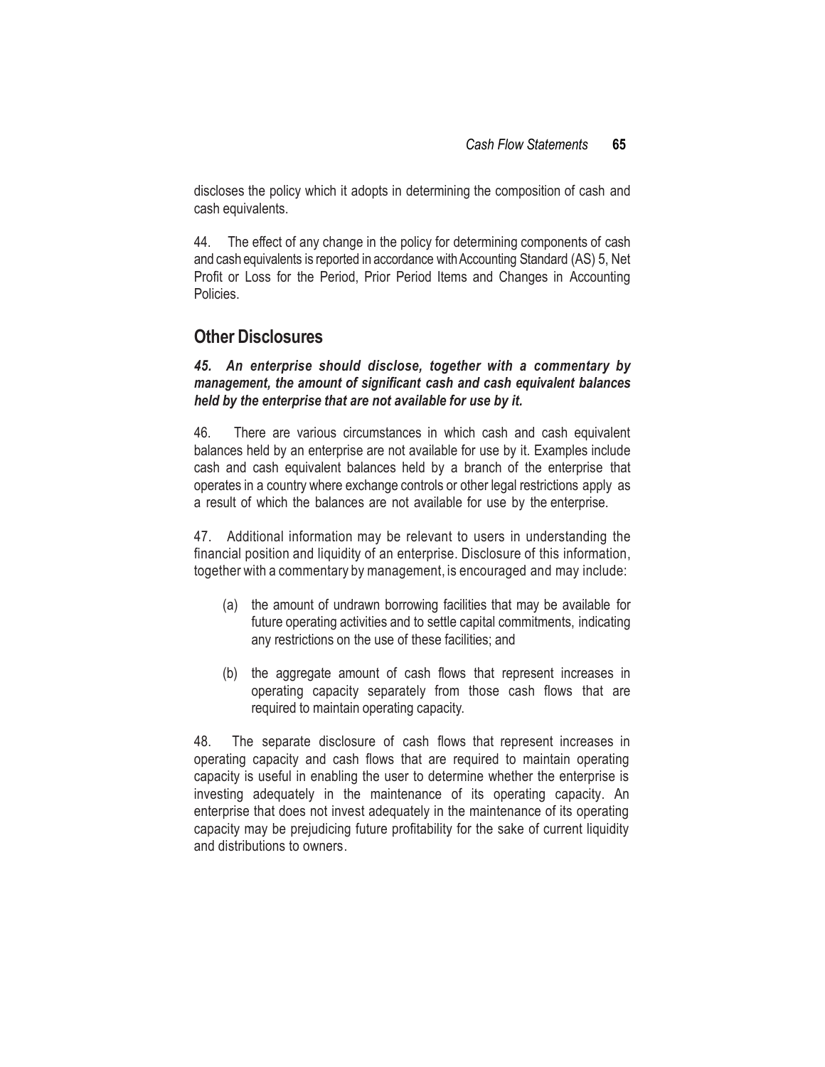discloses the policy which it adopts in determining the composition of cash and cash equivalents.

44. The effect of any change in the policy for determining components of cash and cash equivalents is reported in accordance with Accounting Standard (AS) 5, Net Profit or Loss for the Period, Prior Period Items and Changes in Accounting Policies.

## Other Disclosures

***45. An enterprise should disclose, together with a commentary by management, the amount of significant cash and cash equivalent balances held by the enterprise that are not available for use by it.***

46. There are various circumstances in which cash and cash equivalent balances held by an enterprise are not available for use by it. Examples include cash and cash equivalent balances held by a branch of the enterprise that operates in a country where exchange controls or other legal restrictions apply as a result of which the balances are not available for use by the enterprise.

47. Additional information may be relevant to users in understanding the financial position and liquidity of an enterprise. Disclosure of this information, together with a commentary by management, is encouraged and may include:

(a) the amount of undrawn borrowing facilities that may be available for future operating activities and to settle capital commitments, indicating any restrictions on the use of these facilities; and

(b) the aggregate amount of cash flows that represent increases in operating capacity separately from those cash flows that are required to maintain operating capacity.

48. The separate disclosure of cash flows that represent increases in operating capacity and cash flows that are required to maintain operating capacity is useful in enabling the user to determine whether the enterprise is investing adequately in the maintenance of its operating capacity. An enterprise that does not invest adequately in the maintenance of its operating capacity may be prejudicing future profitability for the sake of current liquidity and distributions to owners.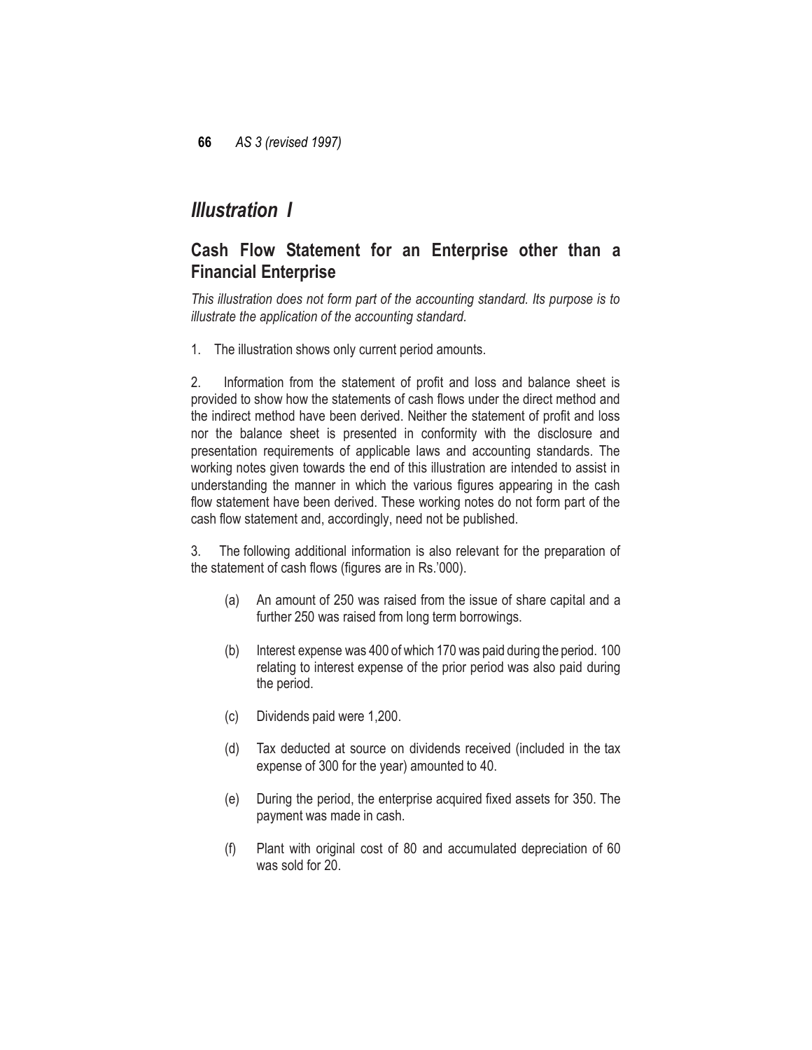# *Illustration I*

## Cash Flow Statement for an Enterprise other than a Financial Enterprise

*This illustration does not form part of the accounting standard. Its purpose is to illustrate the application of the accounting standard.*

1. The illustration shows only current period amounts.

2. Information from the statement of profit and loss and balance sheet is provided to show how the statements of cash flows under the direct method and the indirect method have been derived. Neither the statement of profit and loss nor the balance sheet is presented in conformity with the disclosure and presentation requirements of applicable laws and accounting standards. The working notes given towards the end of this illustration are intended to assist in understanding the manner in which the various figures appearing in the cash flow statement have been derived. These working notes do not form part of the cash flow statement and, accordingly, need not be published.

3. The following additional information is also relevant for the preparation of the statement of cash flows (figures are in Rs.'000).

   (a) An amount of 250 was raised from the issue of share capital and a further 250 was raised from long term borrowings.

   (b) Interest expense was 400 of which 170 was paid during the period. 100 relating to interest expense of the prior period was also paid during the period.

   (c) Dividends paid were 1,200.

   (d) Tax deducted at source on dividends received (included in the tax expense of 300 for the year) amounted to 40.

   (e) During the period, the enterprise acquired fixed assets for 350. The payment was made in cash.

   (f) Plant with original cost of 80 and accumulated depreciation of 60 was sold for 20.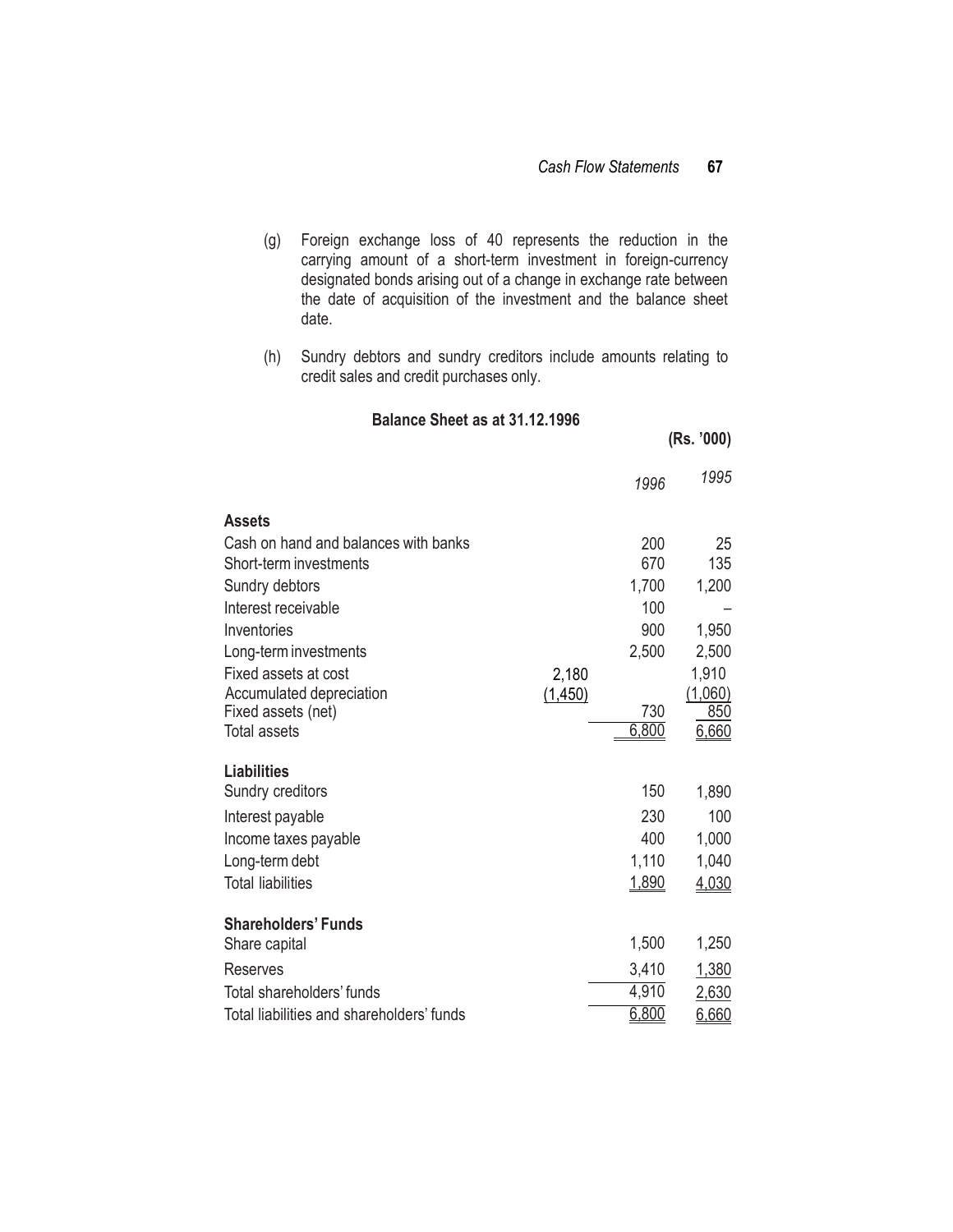(g) Foreign exchange loss of 40 represents the reduction in the carrying amount of a short-term investment in foreign-currency designated bonds arising out of a change in exchange rate between the date of acquisition of the investment and the balance sheet date.

(h) Sundry debtors and sundry creditors include amounts relating to credit sales and credit purchases only.

**Balance Sheet as at 31.12.1996**

**(Rs. '000)**

| | | *1996* | *1995* |
|---|---|---|---|
| **Assets** | | | |
| Cash on hand and balances with banks | | 200 | 25 |
| Short-term investments | | 670 | 135 |
| Sundry debtors | | 1,700 | 1,200 |
| Interest receivable | | 100 | – |
| Inventories | | 900 | 1,950 |
| Long-term investments | | 2,500 | 2,500 |
| Fixed assets at cost | 2,180 | | 1,910 |
| Accumulated depreciation | (1,450) | | (1,060) |
| Fixed assets (net) | | 730 | 850 |
| Total assets | | 6,800 | 6,660 |
| **Liabilities** | | | |
| Sundry creditors | | 150 | 1,890 |
| Interest payable | | 230 | 100 |
| Income taxes payable | | 400 | 1,000 |
| Long-term debt | | 1,110 | 1,040 |
| Total liabilities | | 1,890 | 4,030 |
| **Shareholders' Funds** | | | |
| Share capital | | 1,500 | 1,250 |
| Reserves | | 3,410 | 1,380 |
| Total shareholders' funds | | 4,910 | 2,630 |
| Total liabilities and shareholders' funds | | 6,800 | 6,660 |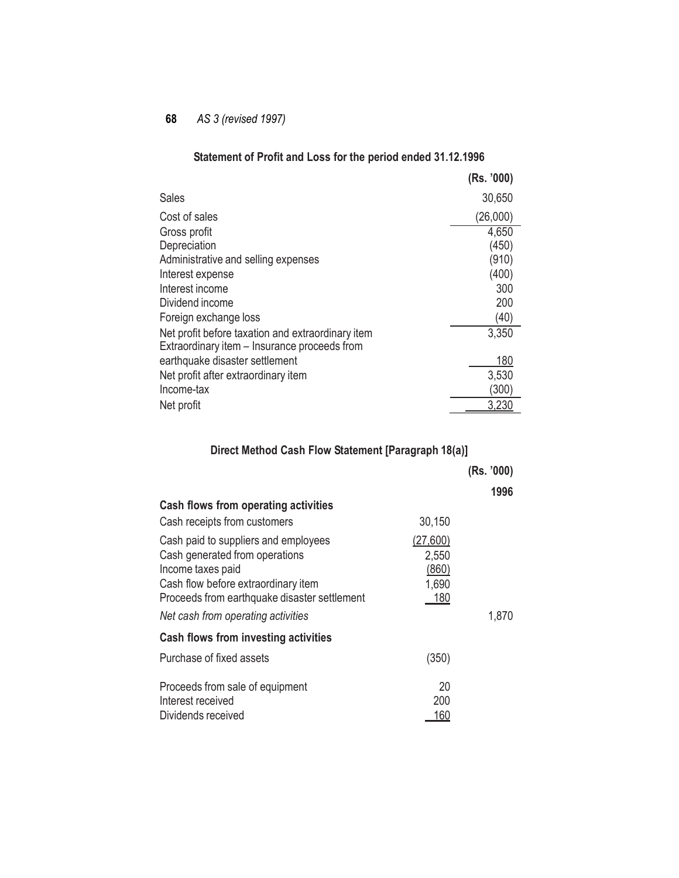## Statement of Profit and Loss for the period ended 31.12.1996

| | (Rs. '000) |
|---|---|
| Sales | 30,650 |
| Cost of sales | (26,000) |
| Gross profit | 4,650 |
| Depreciation | (450) |
| Administrative and selling expenses | (910) |
| Interest expense | (400) |
| Interest income | 300 |
| Dividend income | 200 |
| Foreign exchange loss | (40) |
| Net profit before taxation and extraordinary item | 3,350 |
| Extraordinary item – Insurance proceeds from earthquake disaster settlement | 180 |
| Net profit after extraordinary item | 3,530 |
| Income-tax | (300) |
| Net profit | 3,230 |

## Direct Method Cash Flow Statement [Paragraph 18(a)]

| | | (Rs. '000) |
|---|---|---|
| | | **1996** |
| **Cash flows from operating activities** | | |
| Cash receipts from customers | 30,150 | |
| Cash paid to suppliers and employees | (27,600) | |
| Cash generated from operations | 2,550 | |
| Income taxes paid | (860) | |
| Cash flow before extraordinary item | 1,690 | |
| Proceeds from earthquake disaster settlement | 180 | |
| *Net cash from operating activities* | | 1,870 |
| **Cash flows from investing activities** | | |
| Purchase of fixed assets | (350) | |
| Proceeds from sale of equipment | 20 | |
| Interest received | 200 | |
| Dividends received | 160 | |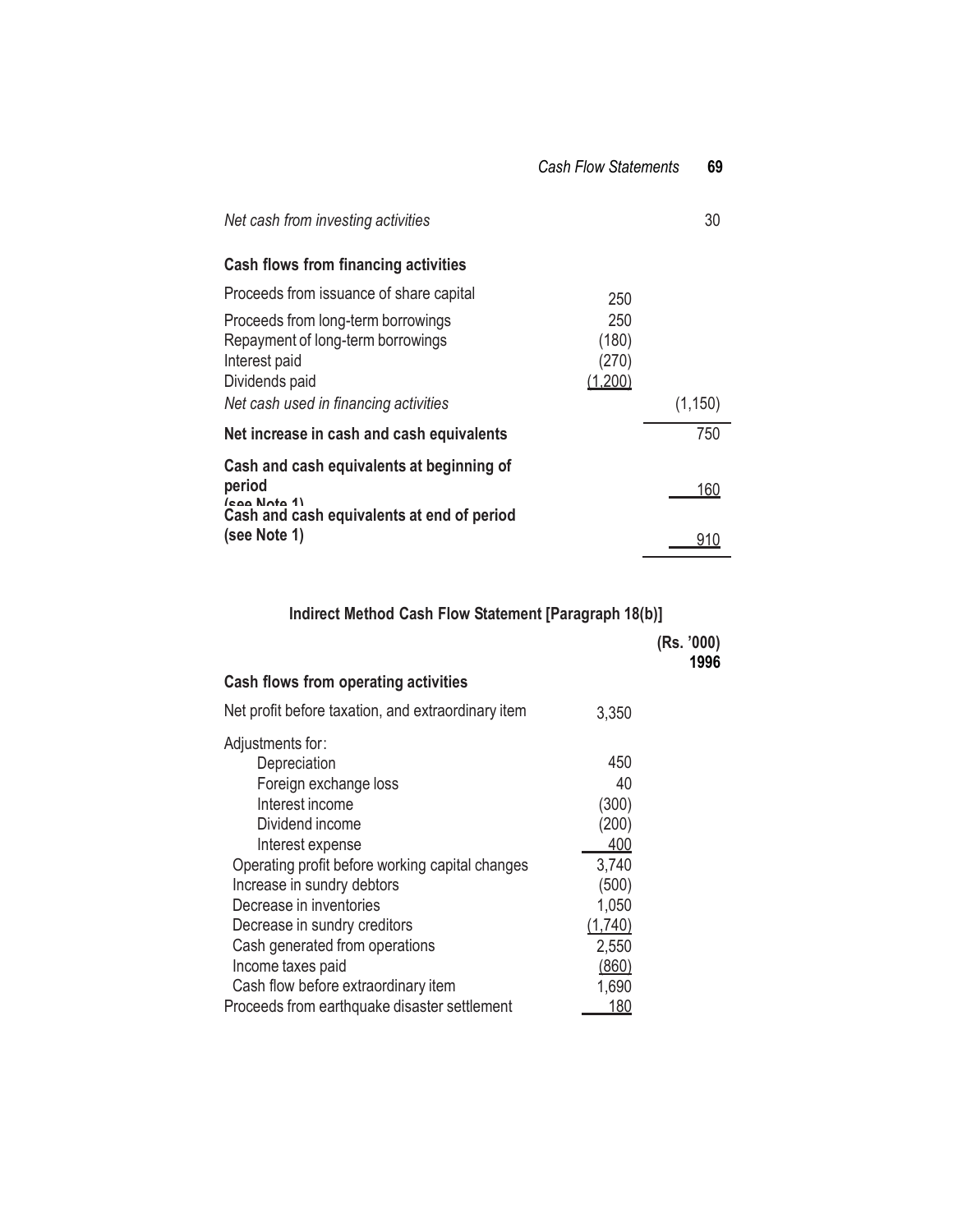| | | |
|---|---|---|
| *Net cash from investing activities* | | 30 |
| **Cash flows from financing activities** | | |
| Proceeds from issuance of share capital | 250 | |
| Proceeds from long-term borrowings | 250 | |
| Repayment of long-term borrowings | (180) | |
| Interest paid | (270) | |
| Dividends paid | (1,200) | |
| *Net cash used in financing activities* | | (1,150) |
| **Net increase in cash and cash equivalents** | | 750 |
| **Cash and cash equivalents at beginning of period (see Note 1)** | | 160 |
| **Cash and cash equivalents at end of period (see Note 1)** | | 910 |

### Indirect Method Cash Flow Statement [Paragraph 18(b)]

| | | (Rs. '000) 1996 |
|---|---|---|
| **Cash flows from operating activities** | | |
| Net profit before taxation, and extraordinary item | 3,350 | |
| Adjustments for: | | |
| Depreciation | 450 | |
| Foreign exchange loss | 40 | |
| Interest income | (300) | |
| Dividend income | (200) | |
| Interest expense | 400 | |
| Operating profit before working capital changes | 3,740 | |
| Increase in sundry debtors | (500) | |
| Decrease in inventories | 1,050 | |
| Decrease in sundry creditors | (1,740) | |
| Cash generated from operations | 2,550 | |
| Income taxes paid | (860) | |
| Cash flow before extraordinary item | 1,690 | |
| Proceeds from earthquake disaster settlement | 180 | |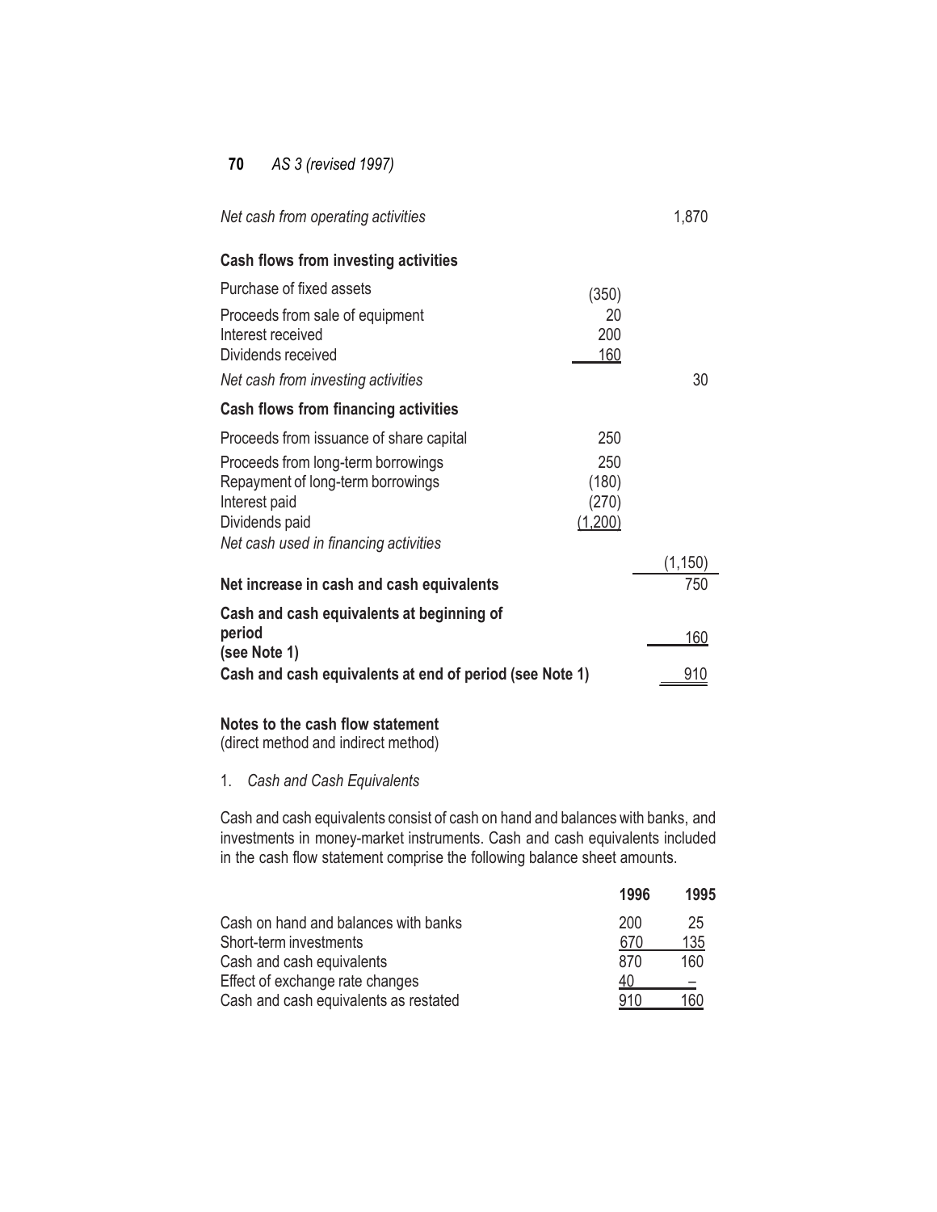| | | |
|---|---|---|
| *Net cash from operating activities* | | 1,870 |
| **Cash flows from investing activities** | | |
| Purchase of fixed assets | (350) | |
| Proceeds from sale of equipment | 20 | |
| Interest received | 200 | |
| Dividends received | 160 | |
| *Net cash from investing activities* | | 30 |
| **Cash flows from financing activities** | | |
| Proceeds from issuance of share capital | 250 | |
| Proceeds from long-term borrowings | 250 | |
| Repayment of long-term borrowings | (180) | |
| Interest paid | (270) | |
| Dividends paid | (1,200) | |
| *Net cash used in financing activities* | | (1,150) |
| **Net increase in cash and cash equivalents** | | 750 |
| **Cash and cash equivalents at beginning of period (see Note 1)** | | 160 |
| **Cash and cash equivalents at end of period (see Note 1)** | | 910 |

**Notes to the cash flow statement**
(direct method and indirect method)

1. *Cash and Cash Equivalents*

Cash and cash equivalents consist of cash on hand and balances with banks, and investments in money-market instruments. Cash and cash equivalents included in the cash flow statement comprise the following balance sheet amounts.

| | **1996** | **1995** |
|---|---|---|
| Cash on hand and balances with banks | 200 | 25 |
| Short-term investments | 670 | 135 |
| Cash and cash equivalents | 870 | 160 |
| Effect of exchange rate changes | 40 | – |
| Cash and cash equivalents as restated | 910 | 160 |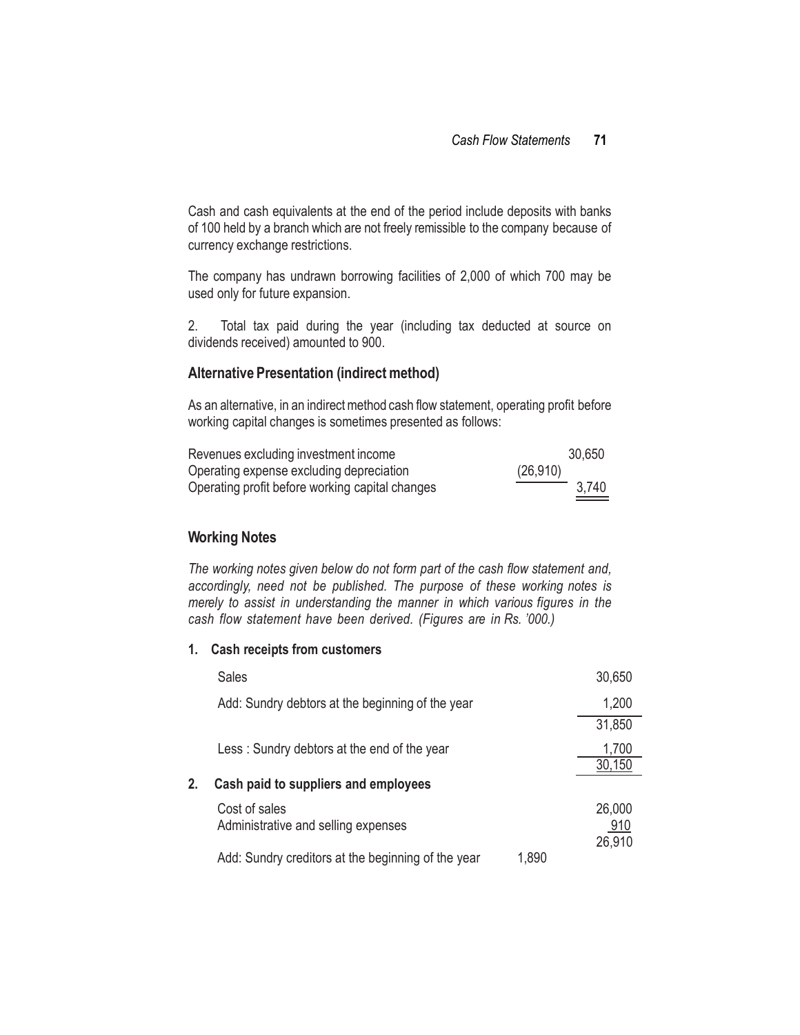Cash and cash equivalents at the end of the period include deposits with banks of 100 held by a branch which are not freely remissible to the company because of currency exchange restrictions.

The company has undrawn borrowing facilities of 2,000 of which 700 may be used only for future expansion.

2. Total tax paid during the year (including tax deducted at source on dividends received) amounted to 900.

### Alternative Presentation (indirect method)

As an alternative, in an indirect method cash flow statement, operating profit before working capital changes is sometimes presented as follows:

| | | |
|---|---|---|
| Revenues excluding investment income | | 30,650 |
| Operating expense excluding depreciation | (26,910) | |
| Operating profit before working capital changes | | 3,740 |

### Working Notes

*The working notes given below do not form part of the cash flow statement and, accordingly, need not be published. The purpose of these working notes is merely to assist in understanding the manner in which various figures in the cash flow statement have been derived. (Figures are in Rs. '000.)*

**1. Cash receipts from customers**

| | | |
|---|---|---|
| Sales | | 30,650 |
| Add: Sundry debtors at the beginning of the year | | 1,200 |
| | | 31,850 |
| Less : Sundry debtors at the end of the year | | 1,700 |
| | | 30,150 |

**2. Cash paid to suppliers and employees**

| | | |
|---|---|---|
| Cost of sales | | 26,000 |
| Administrative and selling expenses | | 910 |
| | | 26,910 |
| Add: Sundry creditors at the beginning of the year | 1,890 | |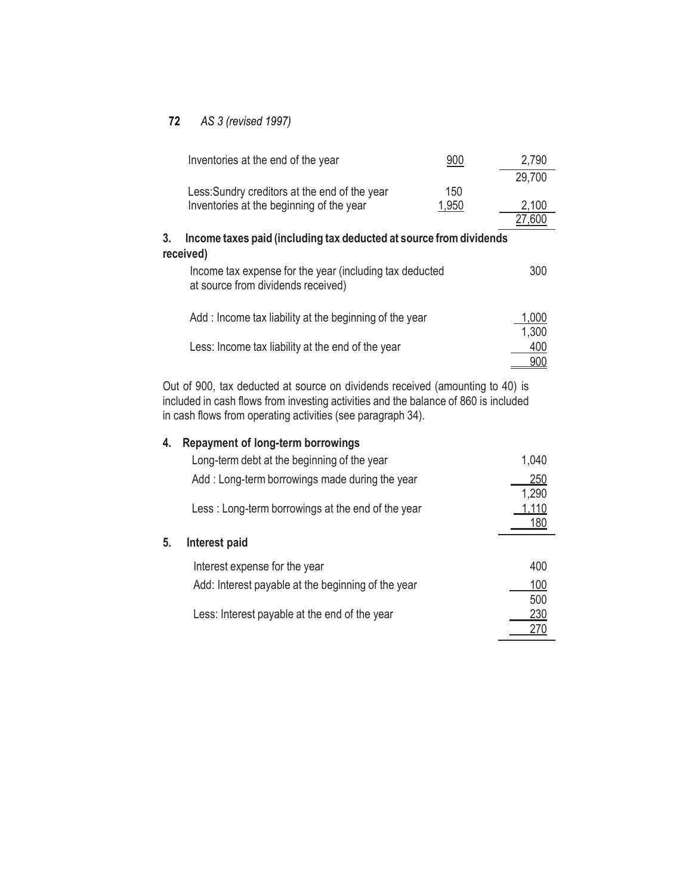| | | |
|---|---|---|
| Inventories at the end of the year | 900 | 2,790 |
| | | 29,700 |
| Less: Sundry creditors at the end of the year | 150 | |
| Inventories at the beginning of the year | 1,950 | 2,100 |
| | | 27,600 |

**3. Income taxes paid (including tax deducted at source from dividends received)**

| | |
|---|---|
| Income tax expense for the year (including tax deducted at source from dividends received) | 300 |
| Add : Income tax liability at the beginning of the year | 1,000 |
| | 1,300 |
| Less: Income tax liability at the end of the year | 400 |
| | 900 |

Out of 900, tax deducted at source on dividends received (amounting to 40) is included in cash flows from investing activities and the balance of 860 is included in cash flows from operating activities (see paragraph 34).

**4. Repayment of long-term borrowings**

| | |
|---|---|
| Long-term debt at the beginning of the year | 1,040 |
| Add : Long-term borrowings made during the year | 250 |
| | 1,290 |
| Less : Long-term borrowings at the end of the year | 1,110 |
| | 180 |

**5. Interest paid**

| | |
|---|---|
| Interest expense for the year | 400 |
| Add: Interest payable at the beginning of the year | 100 |
| | 500 |
| Less: Interest payable at the end of the year | 230 |
| | 270 |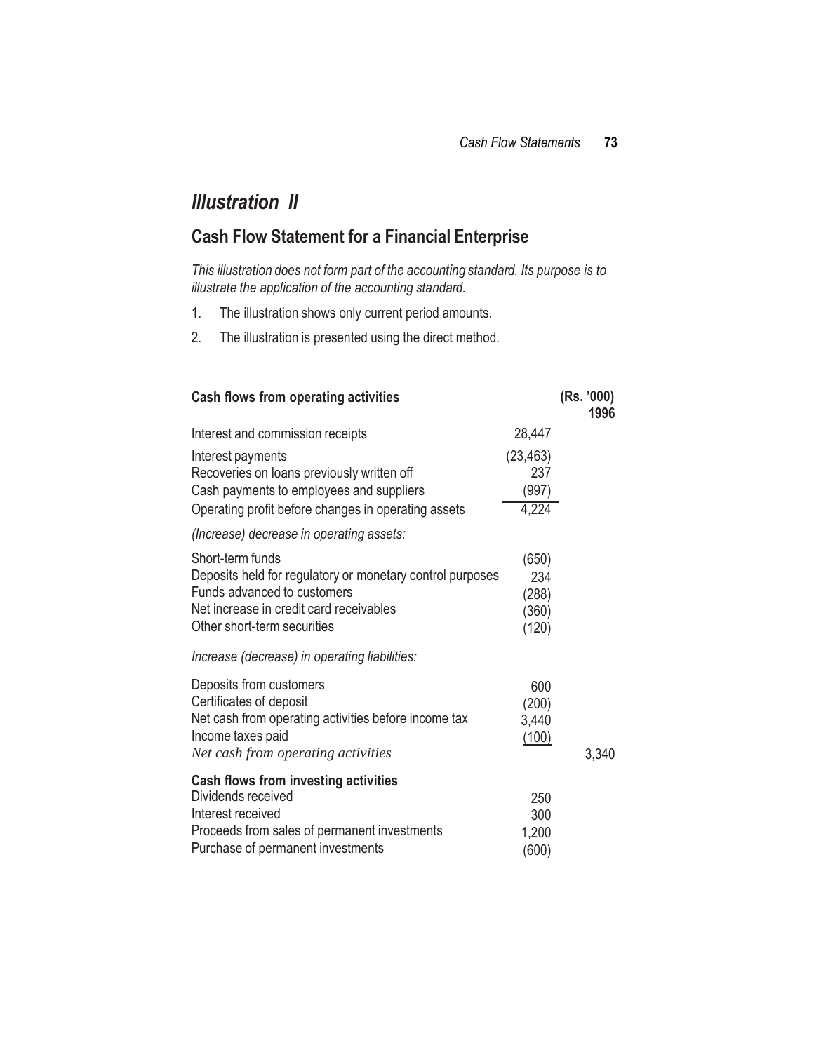## *Illustration II*

### Cash Flow Statement for a Financial Enterprise

*This illustration does not form part of the accounting standard. Its purpose is to illustrate the application of the accounting standard.*

1. The illustration shows only current period amounts.
2. The illustration is presented using the direct method.

| **Cash flows from operating activities** | | **(Rs. '000) 1996** |
|---|---|---|
| Interest and commission receipts | 28,447 | |
| Interest payments | (23,463) | |
| Recoveries on loans previously written off | 237 | |
| Cash payments to employees and suppliers | (997) | |
| Operating profit before changes in operating assets | 4,224 | |
| *(Increase) decrease in operating assets:* | | |
| Short-term funds | (650) | |
| Deposits held for regulatory or monetary control purposes | 234 | |
| Funds advanced to customers | (288) | |
| Net increase in credit card receivables | (360) | |
| Other short-term securities | (120) | |
| *Increase (decrease) in operating liabilities:* | | |
| Deposits from customers | 600 | |
| Certificates of deposit | (200) | |
| Net cash from operating activities before income tax | 3,440 | |
| Income taxes paid | (100) | |
| *Net cash from operating activities* | | 3,340 |
| **Cash flows from investing activities** | | |
| Dividends received | 250 | |
| Interest received | 300 | |
| Proceeds from sales of permanent investments | 1,200 | |
| Purchase of permanent investments | (600) | |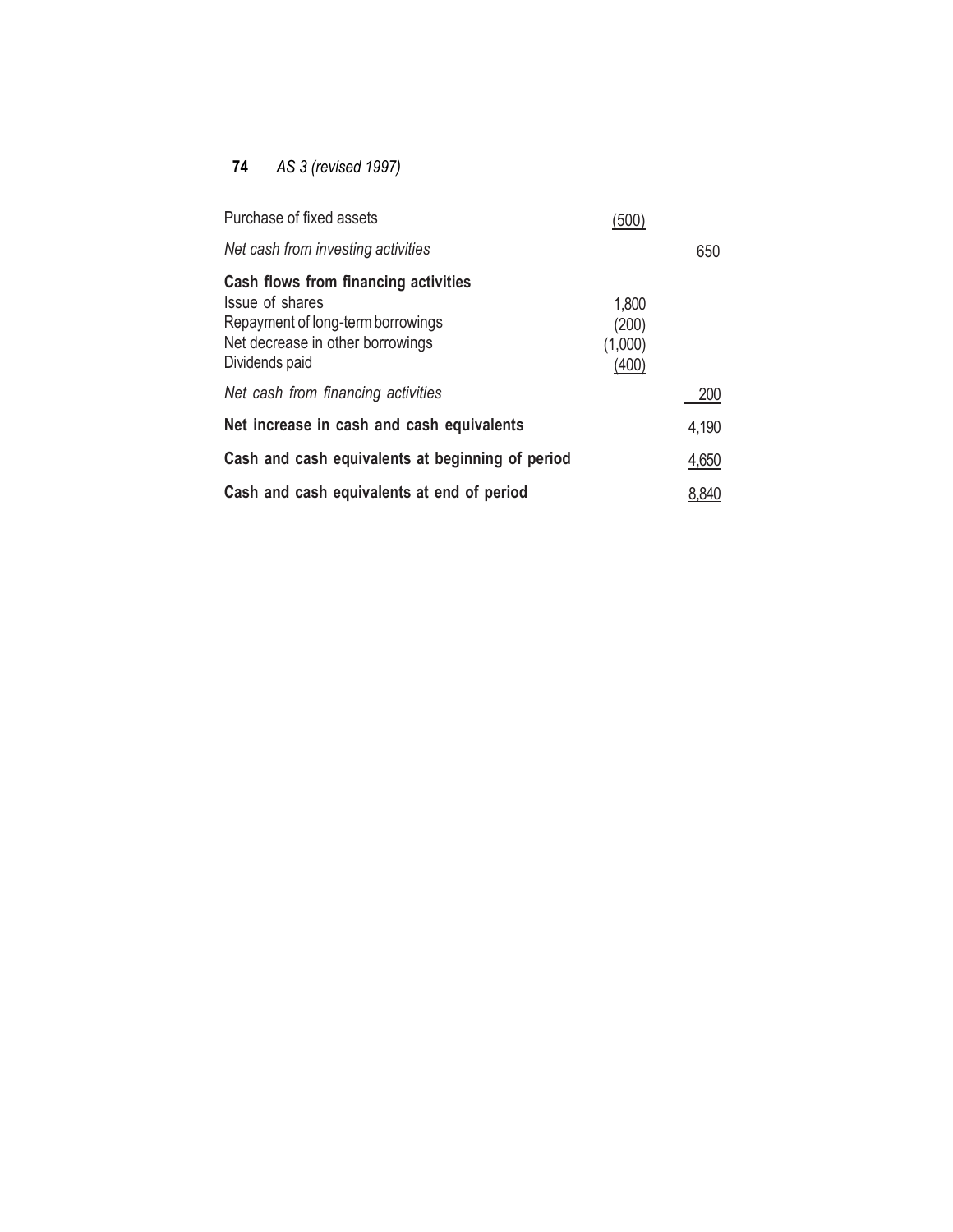| | | |
|---|---|---|
| Purchase of fixed assets | (500) | |
| *Net cash from investing activities* | | 650 |
| **Cash flows from financing activities** | | |
| Issue of shares | 1,800 | |
| Repayment of long-term borrowings | (200) | |
| Net decrease in other borrowings | (1,000) | |
| Dividends paid | (400) | |
| *Net cash from financing activities* | | 200 |
| **Net increase in cash and cash equivalents** | | 4,190 |
| **Cash and cash equivalents at beginning of period** | | 4,650 |
| **Cash and cash equivalents at end of period** | | 8,840 |